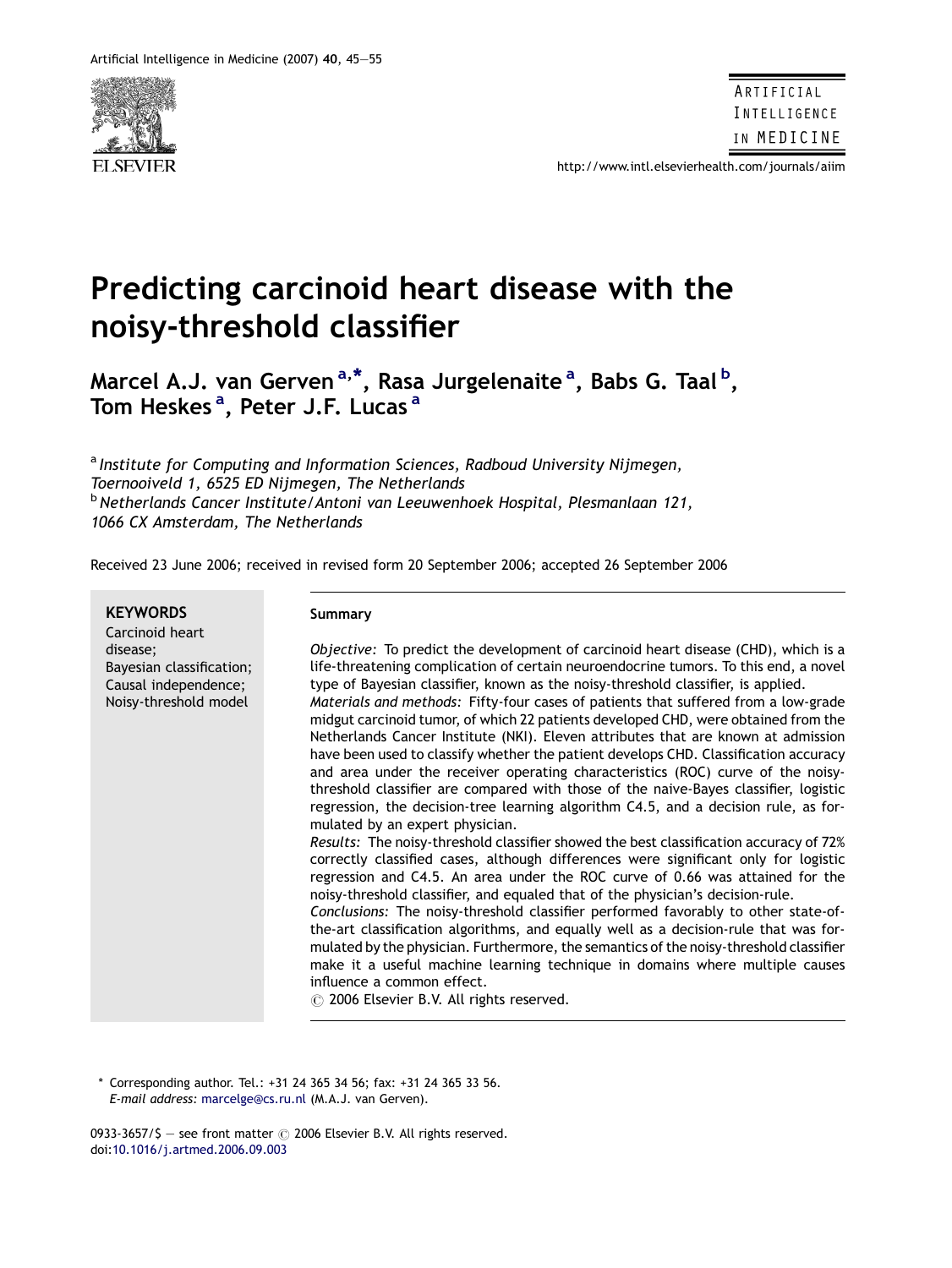# Predicting carcinoid heart disease with the noisy-threshold classifier

**Marcel A.J. van Gerven [a,*], Rasa Jurgelenaite [a], Babs G. Taal [b], Tom Heskes [a], Peter J.F. Lucas [a]**

[a] *Institute for Computing and Information Sciences, Radboud University Nijmegen, Toernooiveld 1, 6525 ED Nijmegen, The Netherlands*
[b] *Netherlands Cancer Institute/Antoni van Leeuwenhoek Hospital, Plesmanlaan 121, 1066 CX Amsterdam, The Netherlands*

Received 23 June 2006; received in revised form 20 September 2006; accepted 26 September 2006

**KEYWORDS**
Carcinoid heart disease;
Bayesian classification;
Causal independence;
Noisy-threshold model

**Summary**

*Objective:* To predict the development of carcinoid heart disease (CHD), which is a life-threatening complication of certain neuroendocrine tumors. To this end, a novel type of Bayesian classifier, known as the noisy-threshold classifier, is applied.

*Materials and methods:* Fifty-four cases of patients that suffered from a low-grade midgut carcinoid tumor, of which 22 patients developed CHD, were obtained from the Netherlands Cancer Institute (NKI). Eleven attributes that are known at admission have been used to classify whether the patient develops CHD. Classification accuracy and area under the receiver operating characteristics (ROC) curve of the noisy-threshold classifier are compared with those of the naive-Bayes classifier, logistic regression, the decision-tree learning algorithm C4.5, and a decision rule, as formulated by an expert physician.

*Results:* The noisy-threshold classifier showed the best classification accuracy of 72% correctly classified cases, although differences were significant only for logistic regression and C4.5. An area under the ROC curve of 0.66 was attained for the noisy-threshold classifier, and equaled that of the physician's decision-rule.

*Conclusions:* The noisy-threshold classifier performed favorably to other state-of-the-art classification algorithms, and equally well as a decision-rule that was formulated by the physician. Furthermore, the semantics of the noisy-threshold classifier make it a useful machine learning technique in domains where multiple causes influence a common effect.

© 2006 Elsevier B.V. All rights reserved.

\* Corresponding author. Tel.: +31 24 365 34 56; fax: +31 24 365 33 56.
*E-mail address:* marcelge@cs.ru.nl (M.A.J. van Gerven).

0933-3657/$ — see front matter © 2006 Elsevier B.V. All rights reserved.
doi:10.1016/j.artmed.2006.09.003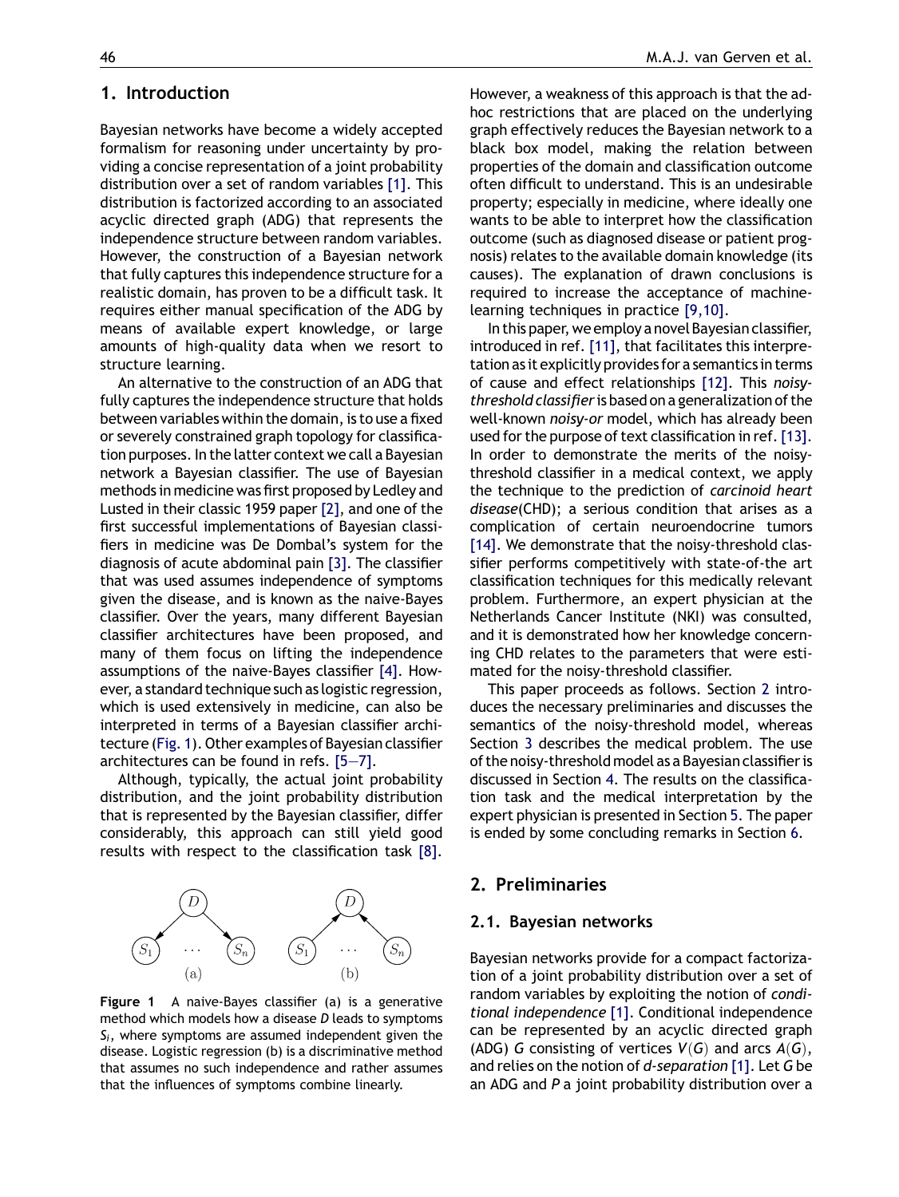## 1. Introduction

Bayesian networks have become a widely accepted formalism for reasoning under uncertainty by providing a concise representation of a joint probability distribution over a set of random variables [1]. This distribution is factorized according to an associated acyclic directed graph (ADG) that represents the independence structure between random variables. However, the construction of a Bayesian network that fully captures this independence structure for a realistic domain, has proven to be a difficult task. It requires either manual specification of the ADG by means of available expert knowledge, or large amounts of high-quality data when we resort to structure learning.

An alternative to the construction of an ADG that fully captures the independence structure that holds between variables within the domain, is to use a fixed or severely constrained graph topology for classification purposes. In the latter context we call a Bayesian network a Bayesian classifier. The use of Bayesian methods in medicine was first proposed by Ledley and Lusted in their classic 1959 paper [2], and one of the first successful implementations of Bayesian classifiers in medicine was De Dombal's system for the diagnosis of acute abdominal pain [3]. The classifier that was used assumes independence of symptoms given the disease, and is known as the naive-Bayes classifier. Over the years, many different Bayesian classifier architectures have been proposed, and many of them focus on lifting the independence assumptions of the naive-Bayes classifier [4]. However, a standard technique such as logistic regression, which is used extensively in medicine, can also be interpreted in terms of a Bayesian classifier architecture (Fig. 1). Other examples of Bayesian classifier architectures can be found in refs. [5—7].

Although, typically, the actual joint probability distribution, and the joint probability distribution that is represented by the Bayesian classifier, differ considerably, this approach can still yield good results with respect to the classification task [8].

**Figure 1** A naive-Bayes classifier (a) is a generative method which models how a disease $D$ leads to symptoms $S_i$, where symptoms are assumed independent given the disease. Logistic regression (b) is a discriminative method that assumes no such independence and rather assumes that the influences of symptoms combine linearly.

However, a weakness of this approach is that the ad-hoc restrictions that are placed on the underlying graph effectively reduces the Bayesian network to a black box model, making the relation between properties of the domain and classification outcome often difficult to understand. This is an undesirable property; especially in medicine, where ideally one wants to be able to interpret how the classification outcome (such as diagnosed disease or patient prognosis) relates to the available domain knowledge (its causes). The explanation of drawn conclusions is required to increase the acceptance of machine-learning techniques in practice [9,10].

In this paper, we employ a novel Bayesian classifier, introduced in ref. [11], that facilitates this interpretation as it explicitly provides for a semantics in terms of cause and effect relationships [12]. This *noisy-threshold classifier* is based on a generalization of the well-known *noisy-or* model, which has already been used for the purpose of text classification in ref. [13]. In order to demonstrate the merits of the noisy-threshold classifier in a medical context, we apply the technique to the prediction of *carcinoid heart disease*(CHD); a serious condition that arises as a complication of certain neuroendocrine tumors [14]. We demonstrate that the noisy-threshold classifier performs competitively with state-of-the art classification techniques for this medically relevant problem. Furthermore, an expert physician at the Netherlands Cancer Institute (NKI) was consulted, and it is demonstrated how her knowledge concerning CHD relates to the parameters that were estimated for the noisy-threshold classifier.

This paper proceeds as follows. Section 2 introduces the necessary preliminaries and discusses the semantics of the noisy-threshold model, whereas Section 3 describes the medical problem. The use of the noisy-threshold model as a Bayesian classifier is discussed in Section 4. The results on the classification task and the medical interpretation by the expert physician is presented in Section 5. The paper is ended by some concluding remarks in Section 6.

## 2. Preliminaries

### 2.1. Bayesian networks

Bayesian networks provide for a compact factorization of a joint probability distribution over a set of random variables by exploiting the notion of *conditional independence* [1]. Conditional independence can be represented by an acyclic directed graph (ADG) $G$ consisting of vertices $V(G)$ and arcs $A(G)$, and relies on the notion of *d-separation* [1]. Let $G$ be an ADG and $P$ a joint probability distribution over a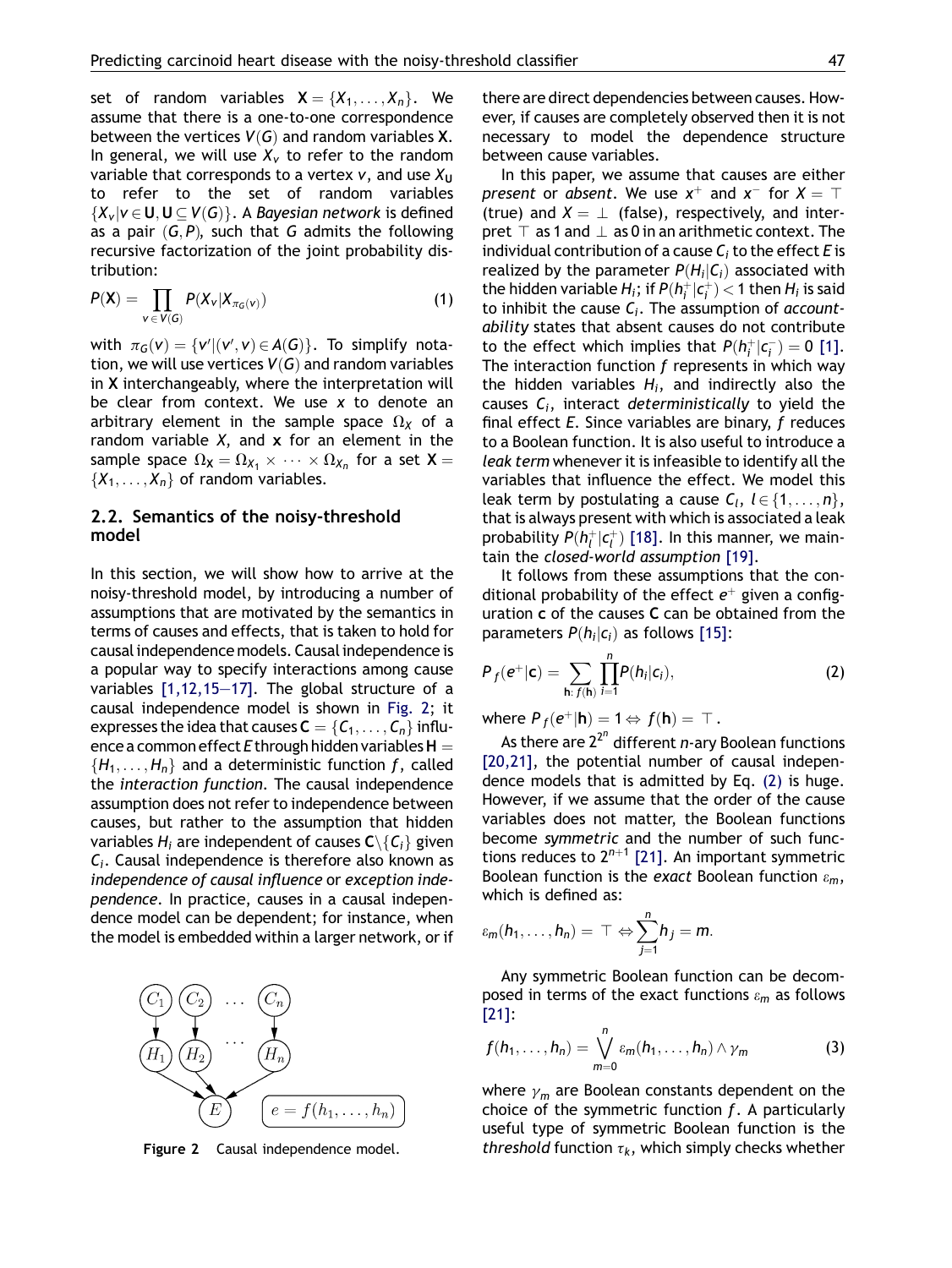set of random variables $\mathbf{X} = \{X_1, \ldots, X_n\}$. We assume that there is a one-to-one correspondence between the vertices $V(G)$ and random variables $\mathbf{X}$. In general, we will use $X_v$ to refer to the random variable that corresponds to a vertex $v$, and use $X_\mathbf{U}$ to refer to the set of random variables $\{X_v | v \in \mathbf{U}, \mathbf{U} \subseteq V(G)\}$. A *Bayesian network* is defined as a pair $(G, P)$, such that $G$ admits the following recursive factorization of the joint probability distribution:

$$P(\mathbf{X}) = \prod_{v \in V(G)} P(X_v | X_{\pi_G(v)}) \tag{1}$$

with $\pi_G(v) = \{v' | (v', v) \in A(G)\}$. To simplify notation, we will use vertices $V(G)$ and random variables in $\mathbf{X}$ interchangeably, where the interpretation will be clear from context. We use $x$ to denote an arbitrary element in the sample space $\Omega_X$ of a random variable $X$, and $\mathbf{x}$ for an element in the sample space $\Omega_\mathbf{X} = \Omega_{X_1} \times \cdots \times \Omega_{X_n}$ for a set $\mathbf{X} = \{X_1, \ldots, X_n\}$ of random variables.

## 2.2. Semantics of the noisy-threshold model

In this section, we will show how to arrive at the noisy-threshold model, by introducing a number of assumptions that are motivated by the semantics in terms of causes and effects, that is taken to hold for causal independence models. Causal independence is a popular way to specify interactions among cause variables [1,12,15–17]. The global structure of a causal independence model is shown in Fig. 2; it expresses the idea that causes $\mathbf{C} = \{C_1, \ldots, C_n\}$ influence a common effect $E$ through hidden variables $\mathbf{H} = \{H_1, \ldots, H_n\}$ and a deterministic function $f$, called the *interaction function*. The causal independence assumption does not refer to independence between causes, but rather to the assumption that hidden variables $H_i$ are independent of causes $\mathbf{C} \backslash \{C_i\}$ given $C_i$. Causal independence is therefore also known as *independence of causal influence* or *exception independence*. In practice, causes in a causal independence model can be dependent; for instance, when the model is embedded within a larger network, or if there are direct dependencies between causes. However, if causes are completely observed then it is not necessary to model the dependence structure between cause variables.

Figure 2 Causal independence model.

In this paper, we assume that causes are either *present* or *absent*. We use $x^+$ and $x^-$ for $X = \top$ (true) and $X = \bot$ (false), respectively, and interpret $\top$ as 1 and $\bot$ as 0 in an arithmetic context. The individual contribution of a cause $C_i$ to the effect $E$ is realized by the parameter $P(H_i|C_i)$ associated with the hidden variable $H_i$; if $P(h_i^+|c_i^+) < 1$ then $H_i$ is said to inhibit the cause $C_i$. The assumption of *accountability* states that absent causes do not contribute to the effect which implies that $P(h_i^+|c_i^-) = 0$ [1]. The interaction function $f$ represents in which way the hidden variables $H_i$, and indirectly also the causes $C_i$, interact *deterministically* to yield the final effect $E$. Since variables are binary, $f$ reduces to a Boolean function. It is also useful to introduce a *leak term* whenever it is infeasible to identify all the variables that influence the effect. We model this leak term by postulating a cause $C_l$, $l \in \{1, \ldots, n\}$, that is always present with which is associated a leak probability $P(h_l^+|c_l^+)$ [18]. In this manner, we maintain the *closed-world assumption* [19].

It follows from these assumptions that the conditional probability of the effect $e^+$ given a configuration $\mathbf{c}$ of the causes $\mathbf{C}$ can be obtained from the parameters $P(h_i|c_i)$ as follows [15]:

$$P_f(e^+|\mathbf{c}) = \sum_{\mathbf{h}: f(\mathbf{h})} \prod_{i=1}^{n} P(h_i|c_i), \tag{2}$$

where $P_f(e^+|\mathbf{h}) = 1 \Leftrightarrow f(\mathbf{h}) = \top$.

As there are $2^{2^n}$ different $n$-ary Boolean functions [20,21], the potential number of causal independence models that is admitted by Eq. (2) is huge. However, if we assume that the order of the cause variables does not matter, the Boolean functions become *symmetric* and the number of such functions reduces to $2^{n+1}$ [21]. An important symmetric Boolean function is the *exact* Boolean function $\varepsilon_m$, which is defined as:

$$\varepsilon_m(h_1, \ldots, h_n) = \top \Leftrightarrow \sum_{j=1}^{n} h_j = m.$$

Any symmetric Boolean function can be decomposed in terms of the exact functions $\varepsilon_m$ as follows [21]:

$$f(h_1, \ldots, h_n) = \bigvee_{m=0}^{n} \varepsilon_m(h_1, \ldots, h_n) \wedge \gamma_m \tag{3}$$

where $\gamma_m$ are Boolean constants dependent on the choice of the symmetric function $f$. A particularly useful type of symmetric Boolean function is the *threshold* function $\tau_k$, which simply checks whether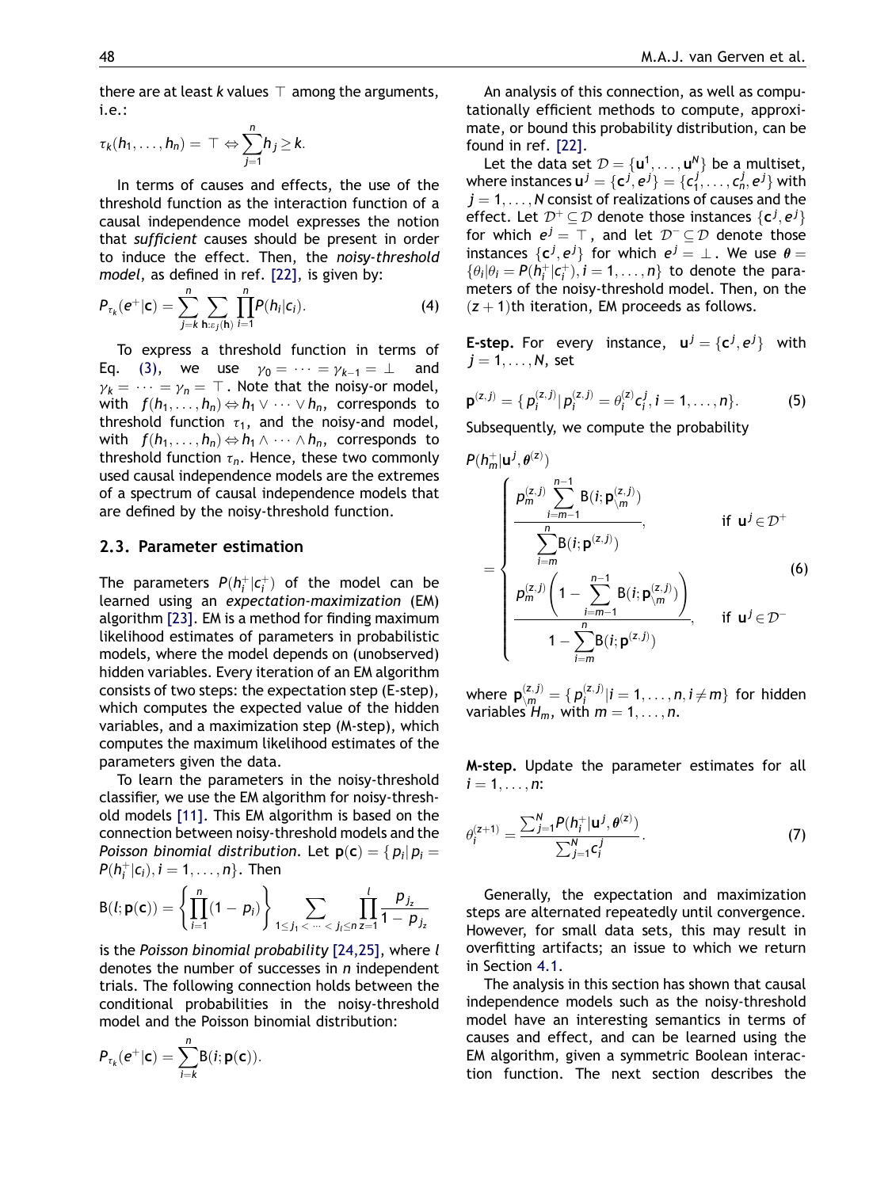there are at least $k$ values $\top$ among the arguments, i.e.:

$$\tau_k(h_1, \ldots, h_n) = \top \Leftrightarrow \sum_{j=1}^{n} h_j \geq k.$$

In terms of causes and effects, the use of the threshold function as the interaction function of a causal independence model expresses the notion that *sufficient* causes should be present in order to induce the effect. Then, the *noisy-threshold model*, as defined in ref. [22], is given by:

$$P_{\tau_k}(e^+|\mathbf{c}) = \sum_{j=k}^{n} \sum_{\mathbf{h}:\varepsilon_j(\mathbf{h})} \prod_{i=1}^{n} P(h_i|c_i). \tag{4}$$

To express a threshold function in terms of Eq. (3), we use $\gamma_0 = \cdots = \gamma_{k-1} = \bot$ and $\gamma_k = \cdots = \gamma_n = \top$. Note that the noisy-or model, with $f(h_1, \ldots, h_n) \Leftrightarrow h_1 \vee \cdots \vee h_n$, corresponds to threshold function $\tau_1$, and the noisy-and model, with $f(h_1, \ldots, h_n) \Leftrightarrow h_1 \wedge \cdots \wedge h_n$, corresponds to threshold function $\tau_n$. Hence, these two commonly used causal independence models are the extremes of a spectrum of causal independence models that are defined by the noisy-threshold function.

### 2.3. Parameter estimation

The parameters $P(h_i^+|c_i^+)$ of the model can be learned using an *expectation-maximization* (EM) algorithm [23]. EM is a method for finding maximum likelihood estimates of parameters in probabilistic models, where the model depends on (unobserved) hidden variables. Every iteration of an EM algorithm consists of two steps: the expectation step (E-step), which computes the expected value of the hidden variables, and a maximization step (M-step), which computes the maximum likelihood estimates of the parameters given the data.

To learn the parameters in the noisy-threshold classifier, we use the EM algorithm for noisy-threshold models [11]. This EM algorithm is based on the connection between noisy-threshold models and the *Poisson binomial distribution*. Let $\mathbf{p}(\mathbf{c}) = \{p_i | p_i = P(h_i^+|c_i), i = 1, \ldots, n\}$. Then

$$\mathrm{B}(l; \mathbf{p}(\mathbf{c})) = \left\{ \prod_{i=1}^{n} (1 - p_i) \right\} \sum_{1 \leq j_1 < \cdots < j_l \leq n} \prod_{z=1}^{l} \frac{p_{j_z}}{1 - p_{j_z}}$$

is the *Poisson binomial probability* [24,25], where $l$ denotes the number of successes in $n$ independent trials. The following connection holds between the conditional probabilities in the noisy-threshold model and the Poisson binomial distribution:

$$P_{\tau_k}(e^+|\mathbf{c}) = \sum_{i=k}^{n} \mathrm{B}(i; \mathbf{p}(\mathbf{c})).$$

An analysis of this connection, as well as computationally efficient methods to compute, approximate, or bound this probability distribution, can be found in ref. [22].

Let the data set $\mathcal{D} = \{\mathbf{u}^1, \ldots, \mathbf{u}^N\}$ be a multiset, where instances $\mathbf{u}^j = \{\mathbf{c}^j, e^j\} = \{c_1^j, \ldots, c_n^j, e^j\}$ with $j = 1, \ldots, N$ consist of realizations of causes and the effect. Let $\mathcal{D}^+ \subseteq \mathcal{D}$ denote those instances $\{\mathbf{c}^j, e^j\}$ for which $e^j = \top$, and let $\mathcal{D}^- \subseteq \mathcal{D}$ denote those instances $\{\mathbf{c}^j, e^j\}$ for which $e^j = \bot$. We use $\boldsymbol{\theta} = \{\theta_i | \theta_i = P(h_i^+|c_i^+), i = 1, \ldots, n\}$ to denote the parameters of the noisy-threshold model. Then, on the $(z+1)$th iteration, EM proceeds as follows.

**E-step.** For every instance, $\mathbf{u}^j = \{\mathbf{c}^j, e^j\}$ with $j = 1, \ldots, N$, set

$$\mathbf{p}^{(z,j)} = \{p_i^{(z,j)} | p_i^{(z,j)} = \theta_i^{(z)} c_i^j, i = 1, \ldots, n\}. \tag{5}$$

Subsequently, we compute the probability

$$P(h_m^+|\mathbf{u}^j, \boldsymbol{\theta}^{(z)}) = \begin{cases} \dfrac{p_m^{(z,j)} \sum_{i=m-1}^{n-1} \mathrm{B}(i; \mathbf{p}_{\setminus m}^{(z,j)})}{\sum_{i=m}^{n} \mathrm{B}(i; \mathbf{p}^{(z,j)})}, & \text{if } \mathbf{u}^j \in \mathcal{D}^+ \\[2ex] \dfrac{p_m^{(z,j)} \left(1 - \sum_{i=m-1}^{n-1} \mathrm{B}(i; \mathbf{p}_{\setminus m}^{(z,j)})\right)}{1 - \sum_{i=m}^{n} \mathrm{B}(i; \mathbf{p}^{(z,j)})}, & \text{if } \mathbf{u}^j \in \mathcal{D}^- \end{cases} \tag{6}$$

where $\mathbf{p}_{\setminus m}^{(z,j)} = \{p_i^{(z,j)} | i = 1, \ldots, n, i \neq m\}$ for hidden variables $H_m$, with $m = 1, \ldots, n$.

**M-step.** Update the parameter estimates for all $i = 1, \ldots, n$:

$$\theta_i^{(z+1)} = \frac{\sum_{j=1}^{N} P(h_i^+|\mathbf{u}^j, \boldsymbol{\theta}^{(z)})}{\sum_{j=1}^{N} c_i^j}. \tag{7}$$

Generally, the expectation and maximization steps are alternated repeatedly until convergence. However, for small data sets, this may result in overfitting artifacts; an issue to which we return in Section 4.1.

The analysis in this section has shown that causal independence models such as the noisy-threshold model have an interesting semantics in terms of causes and effect, and can be learned using the EM algorithm, given a symmetric Boolean interaction function. The next section describes the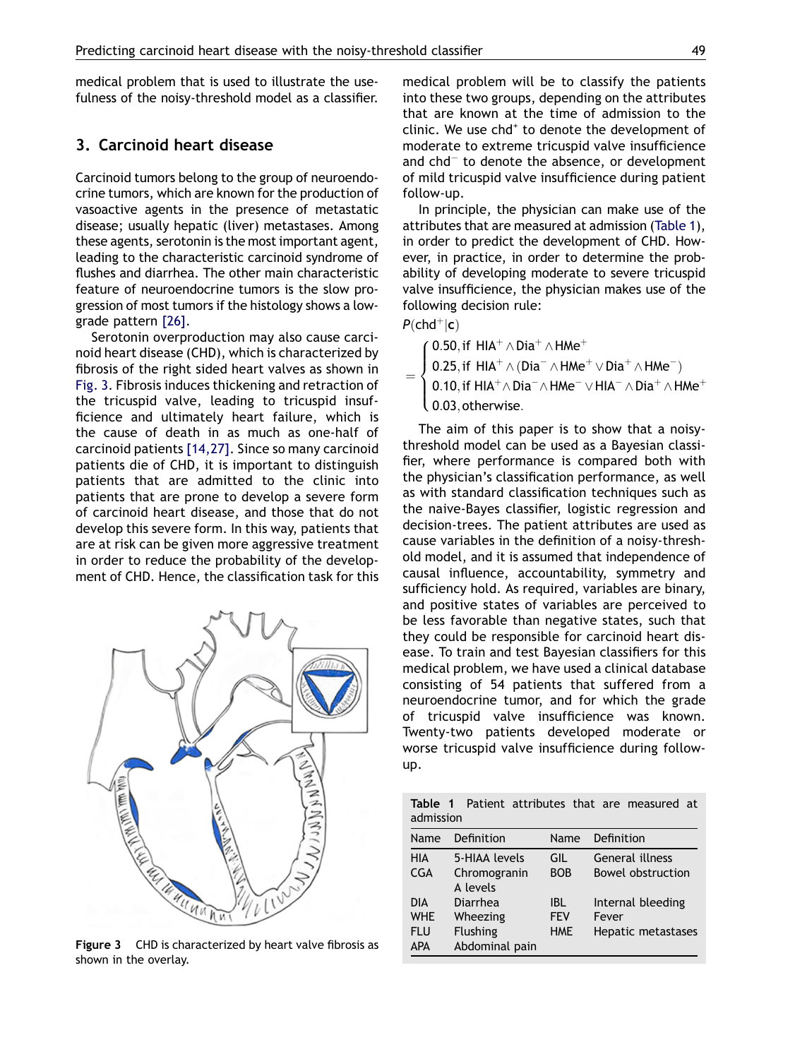medical problem that is used to illustrate the usefulness of the noisy-threshold model as a classifier.

## 3. Carcinoid heart disease

Carcinoid tumors belong to the group of neuroendocrine tumors, which are known for the production of vasoactive agents in the presence of metastatic disease; usually hepatic (liver) metastases. Among these agents, serotonin is the most important agent, leading to the characteristic carcinoid syndrome of flushes and diarrhea. The other main characteristic feature of neuroendocrine tumors is the slow progression of most tumors if the histology shows a low-grade pattern [26].

Serotonin overproduction may also cause carcinoid heart disease (CHD), which is characterized by fibrosis of the right sided heart valves as shown in Fig. 3. Fibrosis induces thickening and retraction of the tricuspid valve, leading to tricuspid insufficience and ultimately heart failure, which is the cause of death in as much as one-half of carcinoid patients [14,27]. Since so many carcinoid patients die of CHD, it is important to distinguish patients that are admitted to the clinic into patients that are prone to develop a severe form of carcinoid heart disease, and those that do not develop this severe form. In this way, patients that are at risk can be given more aggressive treatment in order to reduce the probability of the development of CHD. Hence, the classification task for this medical problem will be to classify the patients into these two groups, depending on the attributes that are known at the time of admission to the clinic. We use $\text{chd}^+$ to denote the development of moderate to extreme tricuspid valve insufficience and $\text{chd}^-$ to denote the absence, or development of mild tricuspid valve insufficience during patient follow-up.

Figure 3 CHD is characterized by heart valve fibrosis as shown in the overlay.

In principle, the physician can make use of the attributes that are measured at admission (Table 1), in order to predict the development of CHD. However, in practice, in order to determine the probability of developing moderate to severe tricuspid valve insufficience, the physician makes use of the following decision rule:

$$P(\text{chd}^+|\mathbf{c}) = \begin{cases} 0.50, \text{if } \text{HIA}^+ \wedge \text{Dia}^+ \wedge \text{HMe}^+ \\ 0.25, \text{if } \text{HIA}^+ \wedge (\text{Dia}^- \wedge \text{HMe}^+ \vee \text{Dia}^+ \wedge \text{HMe}^-) \\ 0.10, \text{if } \text{HIA}^+ \wedge \text{Dia}^- \wedge \text{HMe}^- \vee \text{HIA}^- \wedge \text{Dia}^+ \wedge \text{HMe}^+ \\ 0.03, \text{otherwise}. \end{cases}$$

The aim of this paper is to show that a noisy-threshold model can be used as a Bayesian classifier, where performance is compared both with the physician's classification performance, as well as with standard classification techniques such as the naive-Bayes classifier, logistic regression and decision-trees. The patient attributes are used as cause variables in the definition of a noisy-threshold model, and it is assumed that independence of causal influence, accountability, symmetry and sufficiency hold. As required, variables are binary, and positive states of variables are perceived to be less favorable than negative states, such that they could be responsible for carcinoid heart disease. To train and test Bayesian classifiers for this medical problem, we have used a clinical database consisting of 54 patients that suffered from a neuroendocrine tumor, and for which the grade of tricuspid valve insufficience was known. Twenty-two patients developed moderate or worse tricuspid valve insufficience during follow-up.

**Table 1** Patient attributes that are measured at admission

| Name | Definition | Name | Definition |
|---|---|---|---|
| HIA | 5-HIAA levels | GIL | General illness |
| CGA | Chromogranin A levels | BOB | Bowel obstruction |
| DIA | Diarrhea | IBL | Internal bleeding |
| WHE | Wheezing | FEV | Fever |
| FLU | Flushing | HME | Hepatic metastases |
| APA | Abdominal pain | | |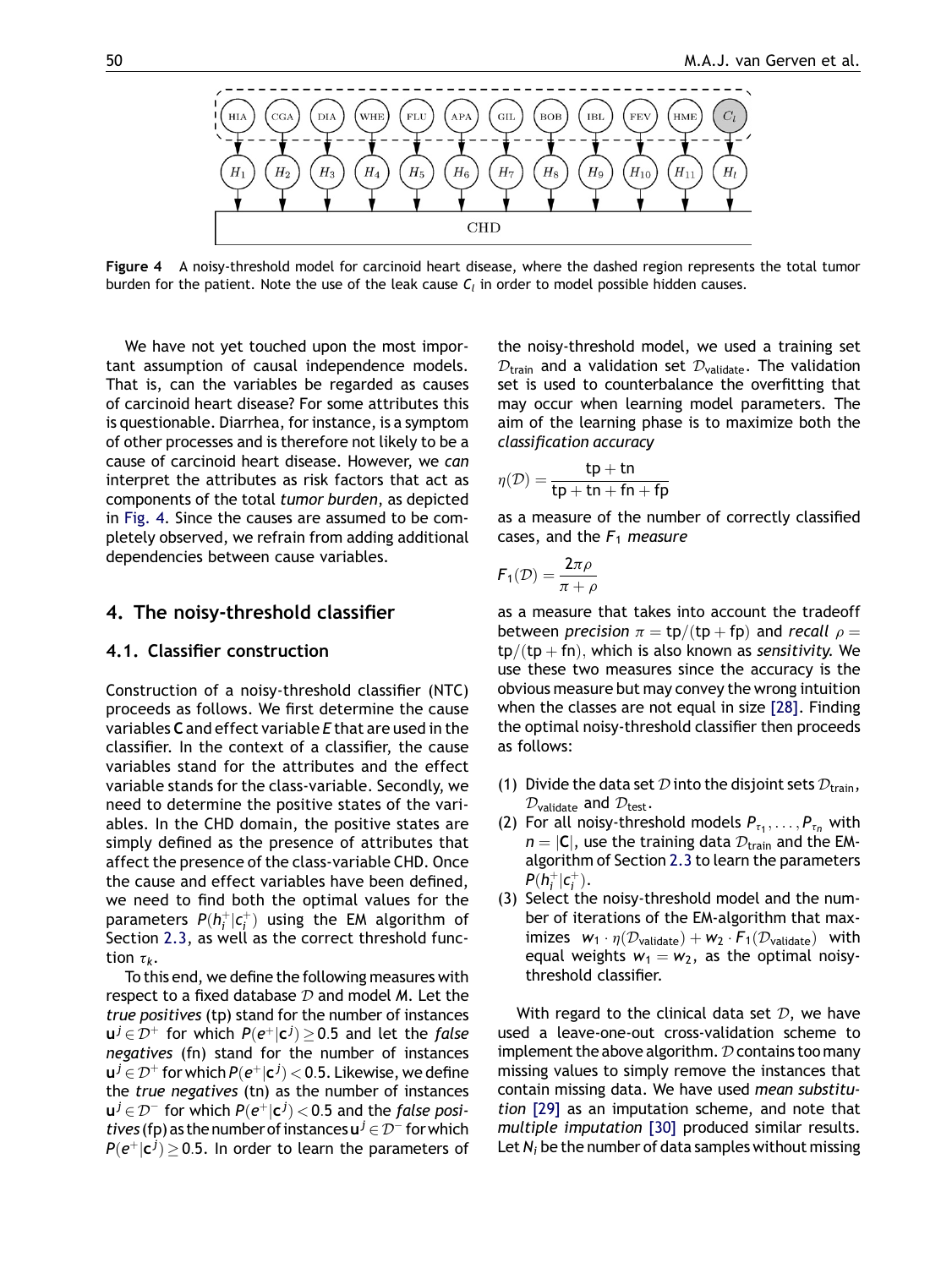Figure 4 A noisy-threshold model for carcinoid heart disease, where the dashed region represents the total tumor burden for the patient. Note the use of the leak cause $C_l$ in order to model possible hidden causes.

We have not yet touched upon the most important assumption of causal independence models. That is, can the variables be regarded as causes of carcinoid heart disease? For some attributes this is questionable. Diarrhea, for instance, is a symptom of other processes and is therefore not likely to be a cause of carcinoid heart disease. However, we *can* interpret the attributes as risk factors that act as components of the total *tumor burden*, as depicted in Fig. 4. Since the causes are assumed to be completely observed, we refrain from adding additional dependencies between cause variables.

## 4. The noisy-threshold classifier

### 4.1. Classifier construction

Construction of a noisy-threshold classifier (NTC) proceeds as follows. We first determine the cause variables $\mathbf{C}$ and effect variable $E$ that are used in the classifier. In the context of a classifier, the cause variables stand for the attributes and the effect variable stands for the class-variable. Secondly, we need to determine the positive states of the variables. In the CHD domain, the positive states are simply defined as the presence of attributes that affect the presence of the class-variable CHD. Once the cause and effect variables have been defined, we need to find both the optimal values for the parameters $P(h_i^+|c_i^+)$ using the EM algorithm of Section 2.3, as well as the correct threshold function $\tau_k$.

To this end, we define the following measures with respect to a fixed database $\mathcal{D}$ and model $M$. Let the *true positives* (tp) stand for the number of instances $\mathbf{u}^j \in \mathcal{D}^+$ for which $P(e^+|\mathbf{c}^j) \geq 0.5$ and let the *false negatives* (fn) stand for the number of instances $\mathbf{u}^j \in \mathcal{D}^+$ for which $P(e^+|\mathbf{c}^j) < 0.5$. Likewise, we define the *true negatives* (tn) as the number of instances $\mathbf{u}^j \in \mathcal{D}^-$ for which $P(e^+|\mathbf{c}^j) < 0.5$ and the *false positives* (fp) as the number of instances $\mathbf{u}^j \in \mathcal{D}^-$ for which $P(e^+|\mathbf{c}^j) \geq 0.5$. In order to learn the parameters of the noisy-threshold model, we used a training set $\mathcal{D}_{\text{train}}$ and a validation set $\mathcal{D}_{\text{validate}}$. The validation set is used to counterbalance the overfitting that may occur when learning model parameters. The aim of the learning phase is to maximize both the *classification accuracy*

$$\eta(\mathcal{D}) = \frac{\text{tp} + \text{tn}}{\text{tp} + \text{tn} + \text{fn} + \text{fp}}$$

as a measure of the number of correctly classified cases, and the $F_1$ *measure*

$$F_1(\mathcal{D}) = \frac{2\pi\rho}{\pi + \rho}$$

as a measure that takes into account the tradeoff between *precision* $\pi = \text{tp}/(\text{tp} + \text{fp})$ and *recall* $\rho = \text{tp}/(\text{tp} + \text{fn})$, which is also known as *sensitivity*. We use these two measures since the accuracy is the obvious measure but may convey the wrong intuition when the classes are not equal in size [28]. Finding the optimal noisy-threshold classifier then proceeds as follows:

(1) Divide the data set $\mathcal{D}$ into the disjoint sets $\mathcal{D}_{\text{train}}$, $\mathcal{D}_{\text{validate}}$ and $\mathcal{D}_{\text{test}}$.
(2) For all noisy-threshold models $P_{\tau_1}, \ldots, P_{\tau_n}$ with $n = |\mathbf{C}|$, use the training data $\mathcal{D}_{\text{train}}$ and the EM-algorithm of Section 2.3 to learn the parameters $P(h_i^+|c_i^+)$.
(3) Select the noisy-threshold model and the number of iterations of the EM-algorithm that maximizes $w_1 \cdot \eta(\mathcal{D}_{\text{validate}}) + w_2 \cdot F_1(\mathcal{D}_{\text{validate}})$ with equal weights $w_1 = w_2$, as the optimal noisy-threshold classifier.

With regard to the clinical data set $\mathcal{D}$, we have used a leave-one-out cross-validation scheme to implement the above algorithm. $\mathcal{D}$ contains too many missing values to simply remove the instances that contain missing data. We have used *mean substitution* [29] as an imputation scheme, and note that *multiple imputation* [30] produced similar results. Let $N_i$ be the number of data samples without missing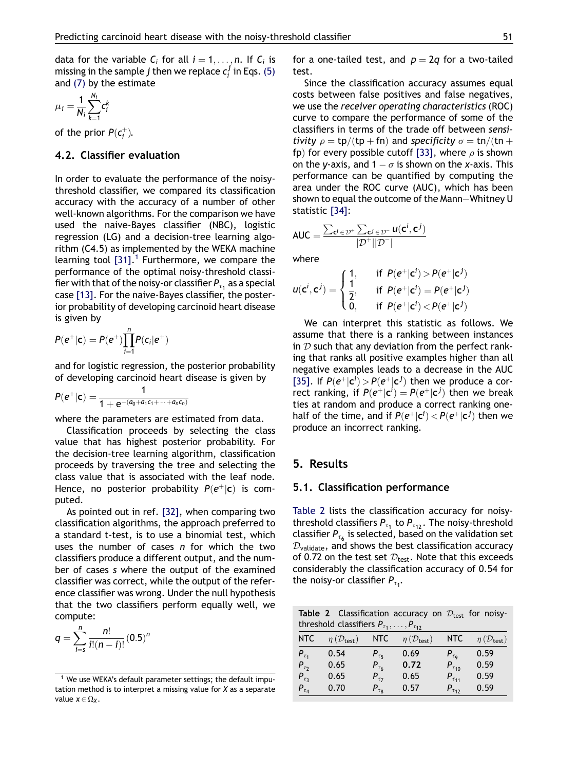data for the variable $C_i$ for all $i = 1, \ldots, n$. If $C_i$ is missing in the sample $j$ then we replace $c_i^j$ in Eqs. (5) and (7) by the estimate

$$\mu_i = \frac{1}{N_i} \sum_{k=1}^{N_i} c_i^k$$

of the prior $P(c_i^+)$.

### 4.2. Classifier evaluation

In order to evaluate the performance of the noisy-threshold classifier, we compared its classification accuracy with the accuracy of a number of other well-known algorithms. For the comparison we have used the naive-Bayes classifier (NBC), logistic regression (LG) and a decision-tree learning algorithm (C4.5) as implemented by the WEKA machine learning tool [31].[1] Furthermore, we compare the performance of the optimal noisy-threshold classifier with that of the noisy-or classifier $P_{\tau_1}$ as a special case [13]. For the naive-Bayes classifier, the posterior probability of developing carcinoid heart disease is given by

$$P(e^+|\mathbf{c}) = P(e^+) \prod_{i=1}^{n} P(c_i|e^+)$$

and for logistic regression, the posterior probability of developing carcinoid heart disease is given by

$$P(e^+|\mathbf{c}) = \frac{1}{1 + e^{-(a_0 + a_1 c_1 + \cdots + a_n c_n)}}$$

where the parameters are estimated from data.

Classification proceeds by selecting the class value that has highest posterior probability. For the decision-tree learning algorithm, classification proceeds by traversing the tree and selecting the class value that is associated with the leaf node. Hence, no posterior probability $P(e^+|\mathbf{c})$ is computed.

As pointed out in ref. [32], when comparing two classification algorithms, the approach preferred to a standard t-test, is to use a binomial test, which uses the number of cases $n$ for which the two classifiers produce a different output, and the number of cases $s$ where the output of the examined classifier was correct, while the output of the reference classifier was wrong. Under the null hypothesis that the two classifiers perform equally well, we compute:

$$q = \sum_{i=s}^{n} \frac{n!}{i!(n-i)!} (0.5)^n$$

for a one-tailed test, and $p = 2q$ for a two-tailed test.

Since the classification accuracy assumes equal costs between false positives and false negatives, we use the *receiver operating characteristics* (ROC) curve to compare the performance of some of the classifiers in terms of the trade off between *sensitivity* $\rho = \mathrm{tp}/(\mathrm{tp} + \mathrm{fn})$ and *specificity* $\sigma = \mathrm{tn}/(\mathrm{tn} + \mathrm{fp})$ for every possible cutoff [33], where $\rho$ is shown on the $y$-axis, and $1 - \sigma$ is shown on the $x$-axis. This performance can be quantified by computing the area under the ROC curve (AUC), which has been shown to equal the outcome of the Mann—Whitney U statistic [34]:

$$\mathrm{AUC} = \frac{\sum_{\mathbf{c}^i \in \mathcal{D}^+} \sum_{\mathbf{c}^j \in \mathcal{D}^-} u(\mathbf{c}^i, \mathbf{c}^j)}{|\mathcal{D}^+||\mathcal{D}^-|}$$

where

$$u(\mathbf{c}^i, \mathbf{c}^j) = \begin{cases} 1, & \text{if } P(e^+|\mathbf{c}^i) > P(e^+|\mathbf{c}^j) \\ \frac{1}{2}, & \text{if } P(e^+|\mathbf{c}^i) = P(e^+|\mathbf{c}^j) \\ 0, & \text{if } P(e^+|\mathbf{c}^i) < P(e^+|\mathbf{c}^j) \end{cases}$$

We can interpret this statistic as follows. We assume that there is a ranking between instances in $\mathcal{D}$ such that any deviation from the perfect ranking that ranks all positive examples higher than all negative examples leads to a decrease in the AUC [35]. If $P(e^+|\mathbf{c}^i) > P(e^+|\mathbf{c}^j)$ then we produce a correct ranking, if $P(e^+|\mathbf{c}^i) = P(e^+|\mathbf{c}^j)$ then we break ties at random and produce a correct ranking one-half of the time, and if $P(e^+|\mathbf{c}^i) < P(e^+|\mathbf{c}^j)$ then we produce an incorrect ranking.

## 5. Results

### 5.1. Classification performance

Table 2 lists the classification accuracy for noisy-threshold classifiers $P_{\tau_1}$ to $P_{\tau_{12}}$. The noisy-threshold classifier $P_{\tau_6}$ is selected, based on the validation set $\mathcal{D}_{\mathrm{validate}}$, and shows the best classification accuracy of 0.72 on the test set $\mathcal{D}_{\mathrm{test}}$. Note that this exceeds considerably the classification accuracy of 0.54 for the noisy-or classifier $P_{\tau_1}$.

**Table 2** Classification accuracy on $\mathcal{D}_{\mathrm{test}}$ for noisy-threshold classifiers $P_{\tau_1}, \ldots, P_{\tau_{12}}$

| NTC | $\eta(\mathcal{D}_{\mathrm{test}})$ | NTC | $\eta(\mathcal{D}_{\mathrm{test}})$ | NTC | $\eta(\mathcal{D}_{\mathrm{test}})$ |
|---|---|---|---|---|---|
| $P_{\tau_1}$ | 0.54 | $P_{\tau_5}$ | 0.69 | $P_{\tau_9}$ | 0.59 |
| $P_{\tau_2}$ | 0.65 | $P_{\tau_6}$ | **0.72** | $P_{\tau_{10}}$ | 0.59 |
| $P_{\tau_3}$ | 0.65 | $P_{\tau_7}$ | 0.65 | $P_{\tau_{11}}$ | 0.59 |
| $P_{\tau_4}$ | 0.70 | $P_{\tau_8}$ | 0.57 | $P_{\tau_{12}}$ | 0.59 |

[1] We use WEKA's default parameter settings; the default imputation method is to interpret a missing value for $X$ as a separate value $x \in \Omega_X$.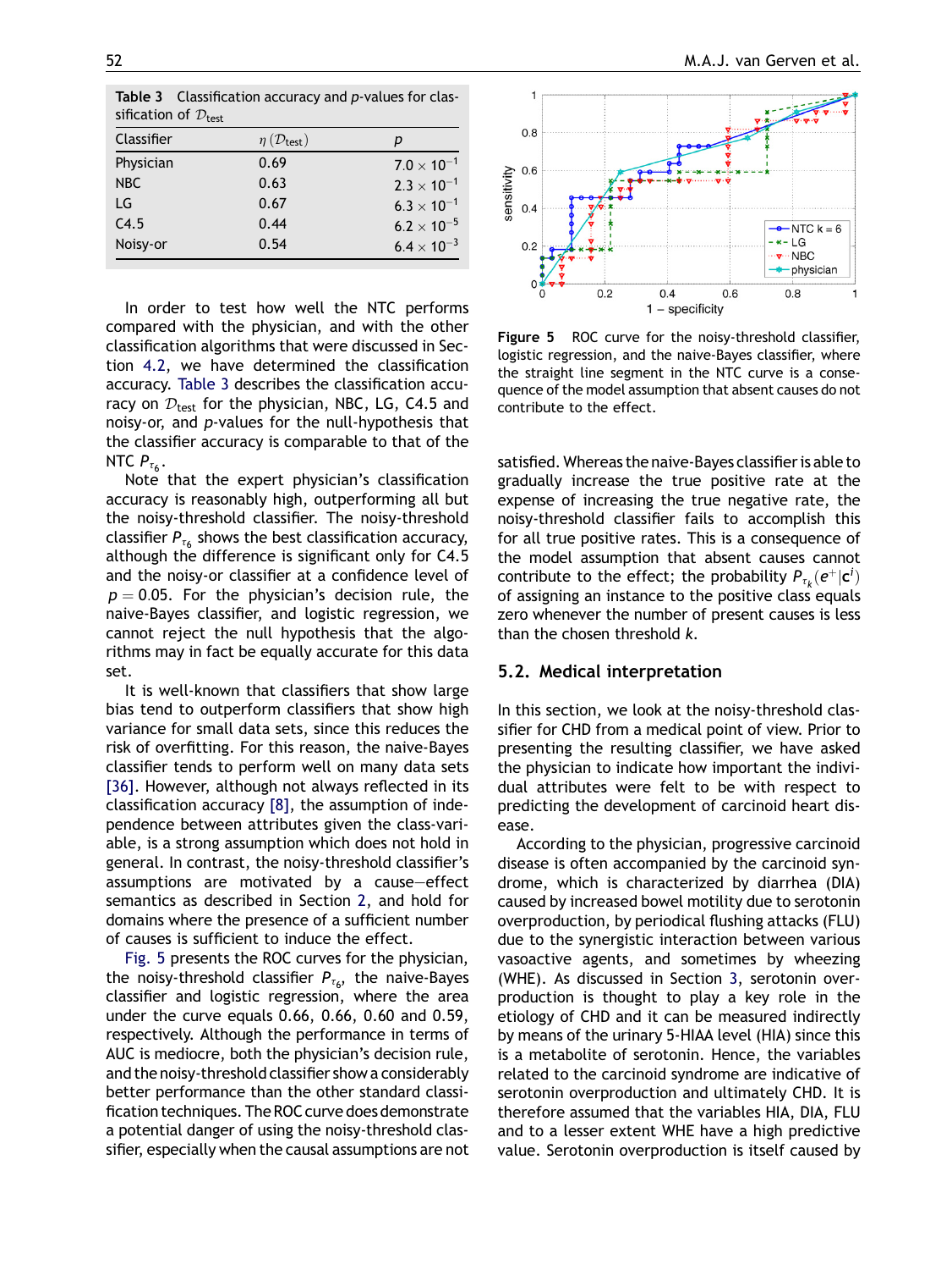**Table 3** Classification accuracy and $p$-values for classification of $\mathcal{D}_{\text{test}}$

| Classifier | $\eta\,(\mathcal{D}_{\text{test}})$ | $p$ |
|---|---|---|
| Physician | 0.69 | $7.0 \times 10^{-1}$ |
| NBC | 0.63 | $2.3 \times 10^{-1}$ |
| LG | 0.67 | $6.3 \times 10^{-1}$ |
| C4.5 | 0.44 | $6.2 \times 10^{-5}$ |
| Noisy-or | 0.54 | $6.4 \times 10^{-3}$ |

In order to test how well the NTC performs compared with the physician, and with the other classification algorithms that were discussed in Section 4.2, we have determined the classification accuracy. Table 3 describes the classification accuracy on $\mathcal{D}_{\text{test}}$ for the physician, NBC, LG, C4.5 and noisy-or, and $p$-values for the null-hypothesis that the classifier accuracy is comparable to that of the NTC $P_{\tau_6}$.

Note that the expert physician's classification accuracy is reasonably high, outperforming all but the noisy-threshold classifier. The noisy-threshold classifier $P_{\tau_6}$ shows the best classification accuracy, although the difference is significant only for C4.5 and the noisy-or classifier at a confidence level of $p = 0.05$. For the physician's decision rule, the naive-Bayes classifier, and logistic regression, we cannot reject the null hypothesis that the algorithms may in fact be equally accurate for this data set.

It is well-known that classifiers that show large bias tend to outperform classifiers that show high variance for small data sets, since this reduces the risk of overfitting. For this reason, the naive-Bayes classifier tends to perform well on many data sets [36]. However, although not always reflected in its classification accuracy [8], the assumption of independence between attributes given the class-variable, is a strong assumption which does not hold in general. In contrast, the noisy-threshold classifier's assumptions are motivated by a cause—effect semantics as described in Section 2, and hold for domains where the presence of a sufficient number of causes is sufficient to induce the effect.

Fig. 5 presents the ROC curves for the physician, the noisy-threshold classifier $P_{\tau_6}$, the naive-Bayes classifier and logistic regression, where the area under the curve equals 0.66, 0.66, 0.60 and 0.59, respectively. Although the performance in terms of AUC is mediocre, both the physician's decision rule, and the noisy-threshold classifier show a considerably better performance than the other standard classification techniques. The ROC curve does demonstrate a potential danger of using the noisy-threshold classifier, especially when the causal assumptions are not satisfied. Whereas the naive-Bayes classifier is able to gradually increase the true positive rate at the expense of increasing the true negative rate, the noisy-threshold classifier fails to accomplish this for all true positive rates. This is a consequence of the model assumption that absent causes cannot contribute to the effect; the probability $P_{\tau_k}(e^+|\mathbf{c}^l)$ of assigning an instance to the positive class equals zero whenever the number of present causes is less than the chosen threshold $k$.

**Figure 5** ROC curve for the noisy-threshold classifier, logistic regression, and the naive-Bayes classifier, where the straight line segment in the NTC curve is a consequence of the model assumption that absent causes do not contribute to the effect.

## 5.2. Medical interpretation

In this section, we look at the noisy-threshold classifier for CHD from a medical point of view. Prior to presenting the resulting classifier, we have asked the physician to indicate how important the individual attributes were felt to be with respect to predicting the development of carcinoid heart disease.

According to the physician, progressive carcinoid disease is often accompanied by the carcinoid syndrome, which is characterized by diarrhea (DIA) caused by increased bowel motility due to serotonin overproduction, by periodical flushing attacks (FLU) due to the synergistic interaction between various vasoactive agents, and sometimes by wheezing (WHE). As discussed in Section 3, serotonin overproduction is thought to play a key role in the etiology of CHD and it can be measured indirectly by means of the urinary 5-HIAA level (HIA) since this is a metabolite of serotonin. Hence, the variables related to the carcinoid syndrome are indicative of serotonin overproduction and ultimately CHD. It is therefore assumed that the variables HIA, DIA, FLU and to a lesser extent WHE have a high predictive value. Serotonin overproduction is itself caused by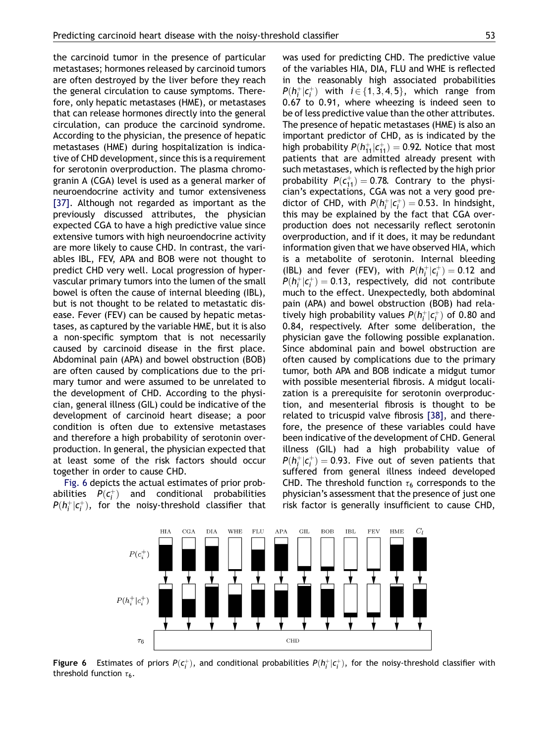the carcinoid tumor in the presence of particular metastases; hormones released by carcinoid tumors are often destroyed by the liver before they reach the general circulation to cause symptoms. Therefore, only hepatic metastases (HME), or metastases that can release hormones directly into the general circulation, can produce the carcinoid syndrome. According to the physician, the presence of hepatic metastases (HME) during hospitalization is indicative of CHD development, since this is a requirement for serotonin overproduction. The plasma chromogranin A (CGA) level is used as a general marker of neuroendocrine activity and tumor extensiveness [37]. Although not regarded as important as the previously discussed attributes, the physician expected CGA to have a high predictive value since extensive tumors with high neuroendocrine activity are more likely to cause CHD. In contrast, the variables IBL, FEV, APA and BOB were not thought to predict CHD very well. Local progression of hypervascular primary tumors into the lumen of the small bowel is often the cause of internal bleeding (IBL), but is not thought to be related to metastatic disease. Fever (FEV) can be caused by hepatic metastases, as captured by the variable HME, but it is also a non-specific symptom that is not necessarily caused by carcinoid disease in the first place. Abdominal pain (APA) and bowel obstruction (BOB) are often caused by complications due to the primary tumor and were assumed to be unrelated to the development of CHD. According to the physician, general illness (GIL) could be indicative of the development of carcinoid heart disease; a poor condition is often due to extensive metastases and therefore a high probability of serotonin overproduction. In general, the physician expected that at least some of the risk factors should occur together in order to cause CHD.

Fig. 6 depicts the actual estimates of prior probabilities $P(c_i^+)$ and conditional probabilities $P(h_i^+|c_i^+)$, for the noisy-threshold classifier that was used for predicting CHD. The predictive value of the variables HIA, DIA, FLU and WHE is reflected in the reasonably high associated probabilities $P(h_i^+|c_i^+)$ with $i \in \{1, 3, 4, 5\}$, which range from 0.67 to 0.91, where wheezing is indeed seen to be of less predictive value than the other attributes. The presence of hepatic metastases (HME) is also an important predictor of CHD, as is indicated by the high probability $P(h_{11}^+|c_{11}^+) = 0.92$. Notice that most patients that are admitted already present with such metastases, which is reflected by the high prior probability $P(c_{11}^+) = 0.78$. Contrary to the physician's expectations, CGA was not a very good predictor of CHD, with $P(h_i^+|c_i^+) = 0.53$. In hindsight, this may be explained by the fact that CGA overproduction does not necessarily reflect serotonin overproduction, and if it does, it may be redundant information given that we have observed HIA, which is a metabolite of serotonin. Internal bleeding (IBL) and fever (FEV), with $P(h_i^+|c_i^+) = 0.12$ and $P(h_i^+|c_i^+) = 0.13$, respectively, did not contribute much to the effect. Unexpectedly, both abdominal pain (APA) and bowel obstruction (BOB) had relatively high probability values $P(h_i^+|c_i^+)$ of 0.80 and 0.84, respectively. After some deliberation, the physician gave the following possible explanation. Since abdominal pain and bowel obstruction are often caused by complications due to the primary tumor, both APA and BOB indicate a midgut tumor with possible mesenterial fibrosis. A midgut localization is a prerequisite for serotonin overproduction, and mesenterial fibrosis is thought to be related to tricuspid valve fibrosis [38], and therefore, the presence of these variables could have been indicative of the development of CHD. General illness (GIL) had a high probability value of $P(h_i^+|c_i^+) = 0.93$. Five out of seven patients that suffered from general illness indeed developed CHD. The threshold function $\tau_6$ corresponds to the physician's assessment that the presence of just one risk factor is generally insufficient to cause CHD,

**Figure 6** Estimates of priors $P(c_i^+)$, and conditional probabilities $P(h_i^+|c_i^+)$, for the noisy-threshold classifier with threshold function $\tau_6$.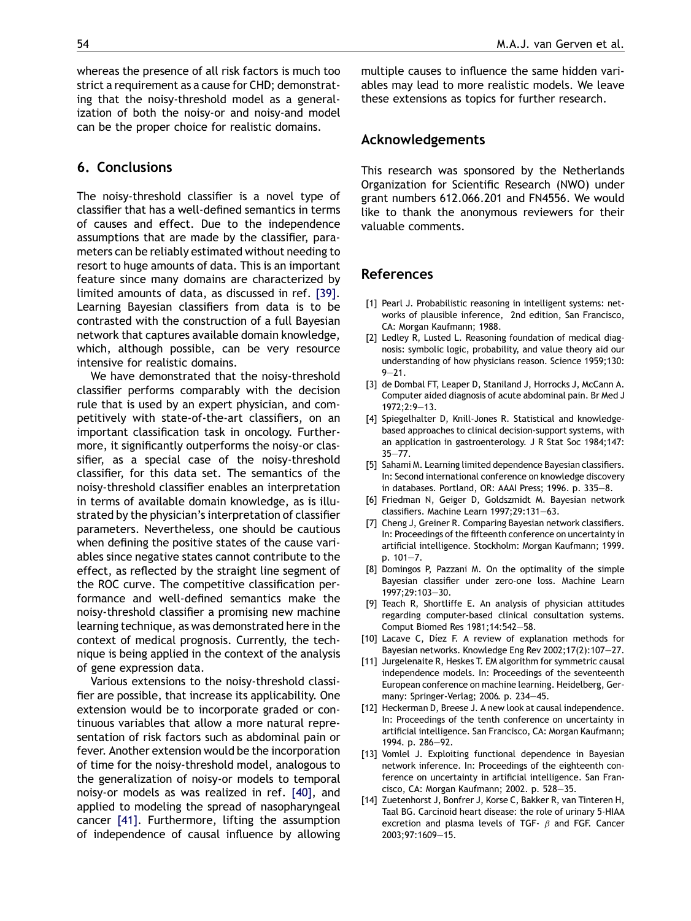whereas the presence of all risk factors is much too strict a requirement as a cause for CHD; demonstrating that the noisy-threshold model as a generalization of both the noisy-or and noisy-and model can be the proper choice for realistic domains.

## 6. Conclusions

The noisy-threshold classifier is a novel type of classifier that has a well-defined semantics in terms of causes and effect. Due to the independence assumptions that are made by the classifier, parameters can be reliably estimated without needing to resort to huge amounts of data. This is an important feature since many domains are characterized by limited amounts of data, as discussed in ref. [39]. Learning Bayesian classifiers from data is to be contrasted with the construction of a full Bayesian network that captures available domain knowledge, which, although possible, can be very resource intensive for realistic domains.

We have demonstrated that the noisy-threshold classifier performs comparably with the decision rule that is used by an expert physician, and competitively with state-of-the-art classifiers, on an important classification task in oncology. Furthermore, it significantly outperforms the noisy-or classifier, as a special case of the noisy-threshold classifier, for this data set. The semantics of the noisy-threshold classifier enables an interpretation in terms of available domain knowledge, as is illustrated by the physician's interpretation of classifier parameters. Nevertheless, one should be cautious when defining the positive states of the cause variables since negative states cannot contribute to the effect, as reflected by the straight line segment of the ROC curve. The competitive classification performance and well-defined semantics make the noisy-threshold classifier a promising new machine learning technique, as was demonstrated here in the context of medical prognosis. Currently, the technique is being applied in the context of the analysis of gene expression data.

Various extensions to the noisy-threshold classifier are possible, that increase its applicability. One extension would be to incorporate graded or continuous variables that allow a more natural representation of risk factors such as abdominal pain or fever. Another extension would be the incorporation of time for the noisy-threshold model, analogous to the generalization of noisy-or models to temporal noisy-or models as was realized in ref. [40], and applied to modeling the spread of nasopharyngeal cancer [41]. Furthermore, lifting the assumption of independence of causal influence by allowing multiple causes to influence the same hidden variables may lead to more realistic models. We leave these extensions as topics for further research.

## Acknowledgements

This research was sponsored by the Netherlands Organization for Scientific Research (NWO) under grant numbers 612.066.201 and FN4556. We would like to thank the anonymous reviewers for their valuable comments.

## References

[1] Pearl J. Probabilistic reasoning in intelligent systems: networks of plausible inference, 2nd edition, San Francisco, CA: Morgan Kaufmann; 1988.

[2] Ledley R, Lusted L. Reasoning foundation of medical diagnosis: symbolic logic, probability, and value theory aid our understanding of how physicians reason. Science 1959;130: 9—21.

[3] de Dombal FT, Leaper D, Staniland J, Horrocks J, McCann A. Computer aided diagnosis of acute abdominal pain. Br Med J 1972;2:9—13.

[4] Spiegelhalter D, Knill-Jones R. Statistical and knowledge-based approaches to clinical decision-support systems, with an application in gastroenterology. J R Stat Soc 1984;147: 35—77.

[5] Sahami M. Learning limited dependence Bayesian classifiers. In: Second international conference on knowledge discovery in databases. Portland, OR: AAAI Press; 1996. p. 335—8.

[6] Friedman N, Geiger D, Goldszmidt M. Bayesian network classifiers. Machine Learn 1997;29:131—63.

[7] Cheng J, Greiner R. Comparing Bayesian network classifiers. In: Proceedings of the fifteenth conference on uncertainty in artificial intelligence. Stockholm: Morgan Kaufmann; 1999. p. 101—7.

[8] Domingos P, Pazzani M. On the optimality of the simple Bayesian classifier under zero-one loss. Machine Learn 1997;29:103—30.

[9] Teach R, Shortliffe E. An analysis of physician attitudes regarding computer-based clinical consultation systems. Comput Biomed Res 1981;14:542—58.

[10] Lacave C, Díez F. A review of explanation methods for Bayesian networks. Knowledge Eng Rev 2002;17(2):107—27.

[11] Jurgelenaite R, Heskes T. EM algorithm for symmetric causal independence models. In: Proceedings of the seventeenth European conference on machine learning. Heidelberg, Germany: Springer-Verlag; 2006. p. 234—45.

[12] Heckerman D, Breese J. A new look at causal independence. In: Proceedings of the tenth conference on uncertainty in artificial intelligence. San Francisco, CA: Morgan Kaufmann; 1994. p. 286—92.

[13] Vomlel J. Exploiting functional dependence in Bayesian network inference. In: Proceedings of the eighteenth conference on uncertainty in artificial intelligence. San Francisco, CA: Morgan Kaufmann; 2002. p. 528—35.

[14] Zuetenhorst J, Bonfrer J, Korse C, Bakker R, van Tinteren H, Taal BG. Carcinoid heart disease: the role of urinary 5-HIAA excretion and plasma levels of TGF- $\beta$ and FGF. Cancer 2003;97:1609—15.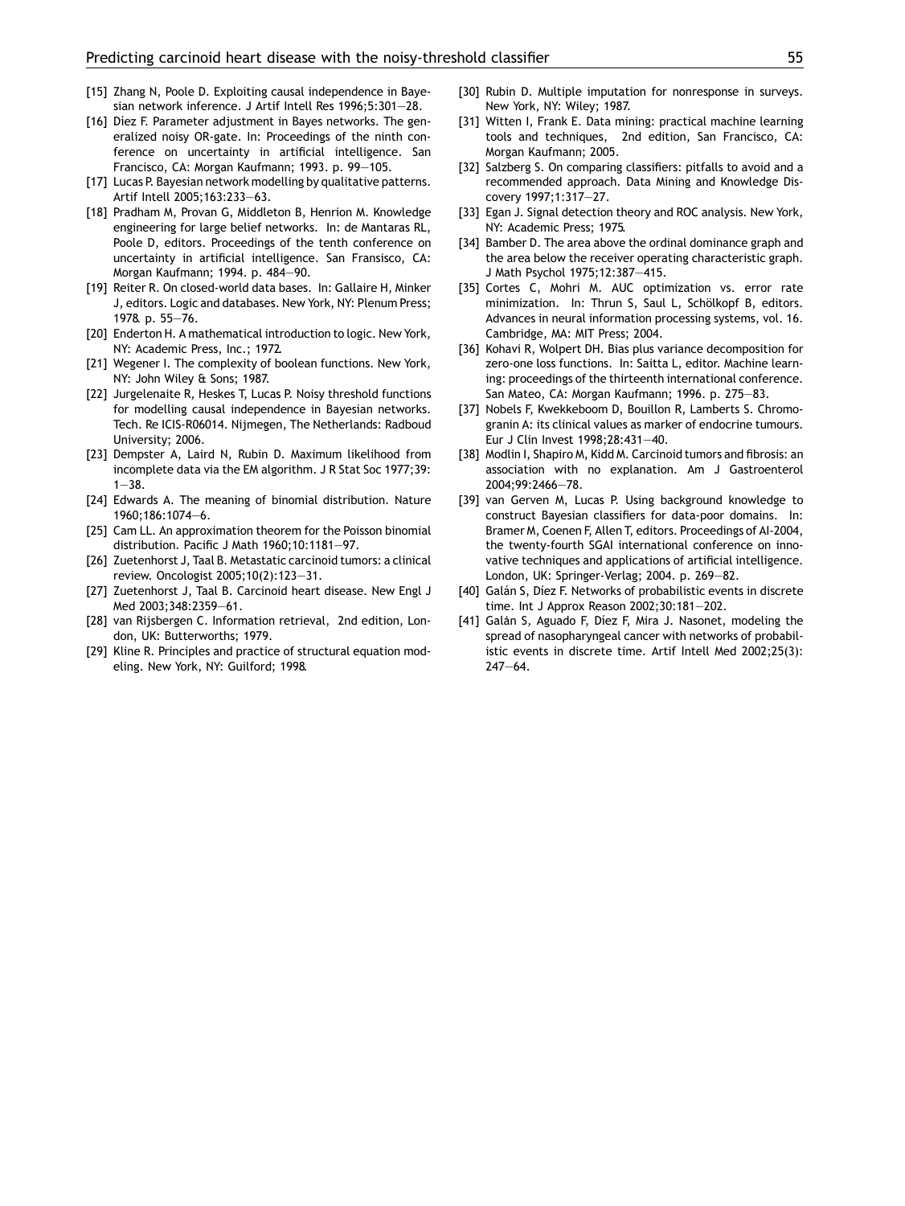[15] Zhang N, Poole D. Exploiting causal independence in Bayesian network inference. J Artif Intell Res 1996;5:301—28.

[16] Díez F. Parameter adjustment in Bayes networks. The generalized noisy OR-gate. In: Proceedings of the ninth conference on uncertainty in artificial intelligence. San Francisco, CA: Morgan Kaufmann; 1993. p. 99—105.

[17] Lucas P. Bayesian network modelling by qualitative patterns. Artif Intell 2005;163:233—63.

[18] Pradham M, Provan G, Middleton B, Henrion M. Knowledge engineering for large belief networks. In: de Mantaras RL, Poole D, editors. Proceedings of the tenth conference on uncertainty in artificial intelligence. San Fransisco, CA: Morgan Kaufmann; 1994. p. 484—90.

[19] Reiter R. On closed-world data bases. In: Gallaire H, Minker J, editors. Logic and databases. New York, NY: Plenum Press; 1978. p. 55—76.

[20] Enderton H. A mathematical introduction to logic. New York, NY: Academic Press, Inc.; 1972.

[21] Wegener I. The complexity of boolean functions. New York, NY: John Wiley & Sons; 1987.

[22] Jurgelenaite R, Heskes T, Lucas P. Noisy threshold functions for modelling causal independence in Bayesian networks. Tech. Re ICIS-R06014. Nijmegen, The Netherlands: Radboud University; 2006.

[23] Dempster A, Laird N, Rubin D. Maximum likelihood from incomplete data via the EM algorithm. J R Stat Soc 1977;39: 1—38.

[24] Edwards A. The meaning of binomial distribution. Nature 1960;186:1074—6.

[25] Cam LL. An approximation theorem for the Poisson binomial distribution. Pacific J Math 1960;10:1181—97.

[26] Zuetenhorst J, Taal B. Metastatic carcinoid tumors: a clinical review. Oncologist 2005;10(2):123—31.

[27] Zuetenhorst J, Taal B. Carcinoid heart disease. New Engl J Med 2003;348:2359—61.

[28] van Rijsbergen C. Information retrieval, 2nd edition, London, UK: Butterworths; 1979.

[29] Kline R. Principles and practice of structural equation modeling. New York, NY: Guilford; 1998.

[30] Rubin D. Multiple imputation for nonresponse in surveys. New York, NY: Wiley; 1987.

[31] Witten I, Frank E. Data mining: practical machine learning tools and techniques, 2nd edition, San Francisco, CA: Morgan Kaufmann; 2005.

[32] Salzberg S. On comparing classifiers: pitfalls to avoid and a recommended approach. Data Mining and Knowledge Discovery 1997;1:317—27.

[33] Egan J. Signal detection theory and ROC analysis. New York, NY: Academic Press; 1975.

[34] Bamber D. The area above the ordinal dominance graph and the area below the receiver operating characteristic graph. J Math Psychol 1975;12:387—415.

[35] Cortes C, Mohri M. AUC optimization vs. error rate minimization. In: Thrun S, Saul L, Schölkopf B, editors. Advances in neural information processing systems, vol. 16. Cambridge, MA: MIT Press; 2004.

[36] Kohavi R, Wolpert DH. Bias plus variance decomposition for zero-one loss functions. In: Saitta L, editor. Machine learning: proceedings of the thirteenth international conference. San Mateo, CA: Morgan Kaufmann; 1996. p. 275—83.

[37] Nobels F, Kwekkeboom D, Bouillon R, Lamberts S. Chromogranin A: its clinical values as marker of endocrine tumours. Eur J Clin Invest 1998;28:431—40.

[38] Modlin I, Shapiro M, Kidd M. Carcinoid tumors and fibrosis: an association with no explanation. Am J Gastroenterol 2004;99:2466—78.

[39] van Gerven M, Lucas P. Using background knowledge to construct Bayesian classifiers for data-poor domains. In: Bramer M, Coenen F, Allen T, editors. Proceedings of AI-2004, the twenty-fourth SGAI international conference on innovative techniques and applications of artificial intelligence. London, UK: Springer-Verlag; 2004. p. 269—82.

[40] Galán S, Díez F. Networks of probabilistic events in discrete time. Int J Approx Reason 2002;30:181—202.

[41] Galán S, Aguado F, Díez F, Mira J. Nasonet, modeling the spread of nasopharyngeal cancer with networks of probabilistic events in discrete time. Artif Intell Med 2002;25(3): 247—64.